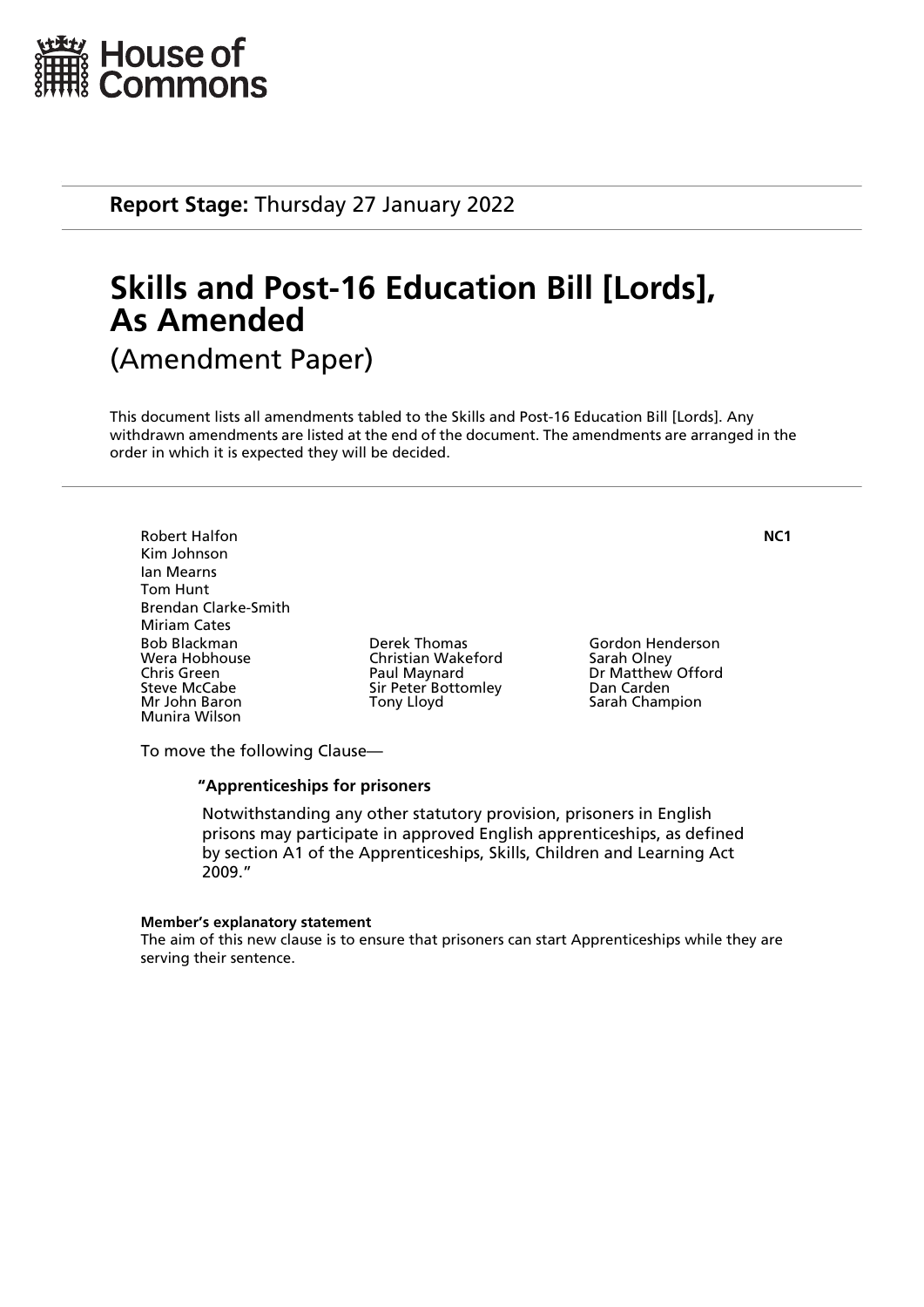House of Commons

**Report Stage:** Thursday 27 January 2022

# Skills and Post-16 Education Bill [Lords], As Amended

(Amendment Paper)

This document lists all amendments tabled to the Skills and Post-16 Education Bill [Lords]. Any withdrawn amendments are listed at the end of the document. The amendments are arranged in the order in which it is expected they will be decided.

Robert Halfon
Kim Johnson
Ian Mearns
Tom Hunt
Brendan Clarke-Smith
Miriam Cates
Bob Blackman
Wera Hobhouse
Chris Green
Steve McCabe
Mr John Baron
Munira Wilson
Derek Thomas
Christian Wakeford
Paul Maynard
Sir Peter Bottomley
Tony Lloyd
Gordon Henderson
Sarah Olney
Dr Matthew Offord
Dan Carden
Sarah Champion

**NC1**

To move the following Clause—

**"Apprenticeships for prisoners**

Notwithstanding any other statutory provision, prisoners in English prisons may participate in approved English apprenticeships, as defined by section A1 of the Apprenticeships, Skills, Children and Learning Act 2009."

**Member's explanatory statement**

The aim of this new clause is to ensure that prisoners can start Apprenticeships while they are serving their sentence.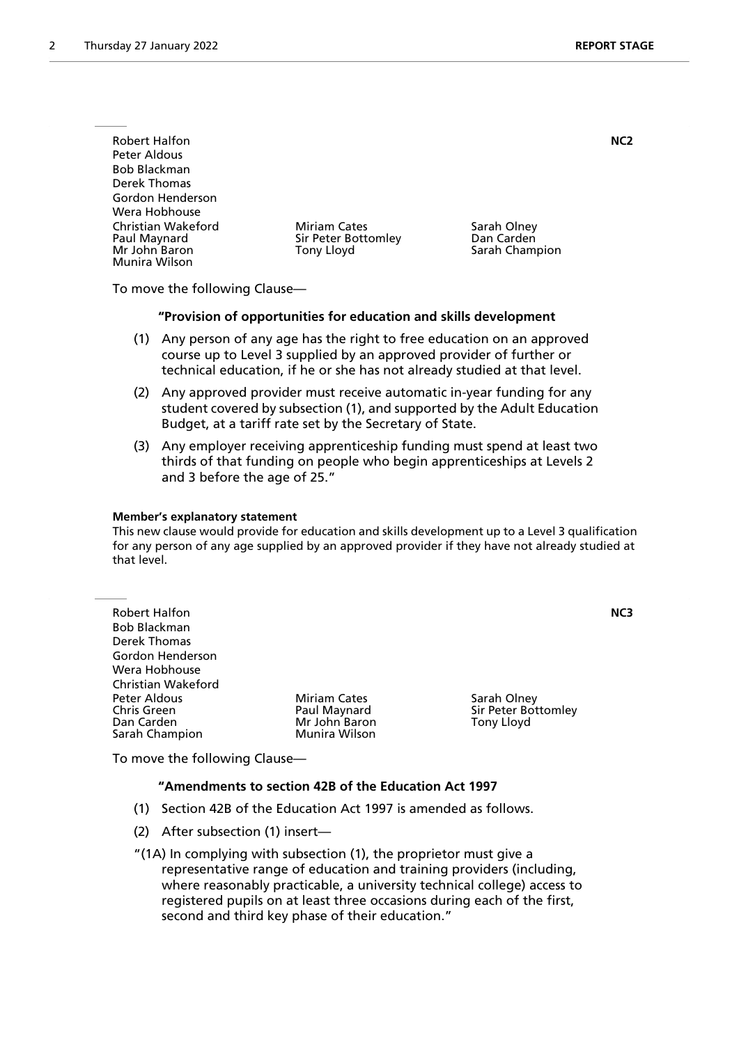Robert Halfon
Peter Aldous
Bob Blackman
Derek Thomas
Gordon Henderson
Wera Hobhouse
Christian Wakeford
Paul Maynard
Mr John Baron
Munira Wilson
Miriam Cates
Sir Peter Bottomley
Tony Lloyd
Sarah Olney
Dan Carden
Sarah Champion

**NC2**

To move the following Clause—

**"Provision of opportunities for education and skills development**

(1) Any person of any age has the right to free education on an approved course up to Level 3 supplied by an approved provider of further or technical education, if he or she has not already studied at that level.

(2) Any approved provider must receive automatic in-year funding for any student covered by subsection (1), and supported by the Adult Education Budget, at a tariff rate set by the Secretary of State.

(3) Any employer receiving apprenticeship funding must spend at least two thirds of that funding on people who begin apprenticeships at Levels 2 and 3 before the age of 25."

**Member's explanatory statement**

This new clause would provide for education and skills development up to a Level 3 qualification for any person of any age supplied by an approved provider if they have not already studied at that level.

---

Robert Halfon
Bob Blackman
Derek Thomas
Gordon Henderson
Wera Hobhouse
Christian Wakeford
Peter Aldous
Chris Green
Dan Carden
Sarah Champion
Miriam Cates
Paul Maynard
Mr John Baron
Munira Wilson
Sarah Olney
Sir Peter Bottomley
Tony Lloyd

**NC3**

To move the following Clause—

**"Amendments to section 42B of the Education Act 1997**

(1) Section 42B of the Education Act 1997 is amended as follows.

(2) After subsection (1) insert—

"(1A) In complying with subsection (1), the proprietor must give a representative range of education and training providers (including, where reasonably practicable, a university technical college) access to registered pupils on at least three occasions during each of the first, second and third key phase of their education."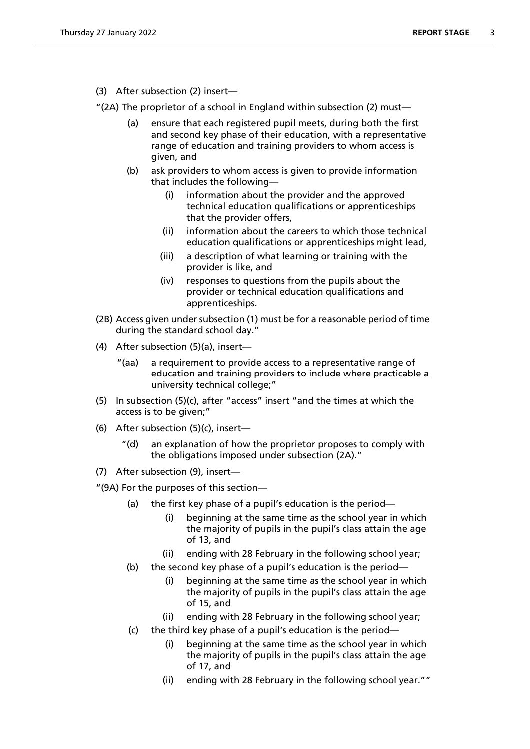(3) After subsection (2) insert—

"(2A) The proprietor of a school in England within subsection (2) must—

  (a) ensure that each registered pupil meets, during both the first and second key phase of their education, with a representative range of education and training providers to whom access is given, and

  (b) ask providers to whom access is given to provide information that includes the following—

    (i) information about the provider and the approved technical education qualifications or apprenticeships that the provider offers,

    (ii) information about the careers to which those technical education qualifications or apprenticeships might lead,

    (iii) a description of what learning or training with the provider is like, and

    (iv) responses to questions from the pupils about the provider or technical education qualifications and apprenticeships.

(2B) Access given under subsection (1) must be for a reasonable period of time during the standard school day."

(4) After subsection (5)(a), insert—

  "(aa) a requirement to provide access to a representative range of education and training providers to include where practicable a university technical college;"

(5) In subsection (5)(c), after "access" insert "and the times at which the access is to be given;"

(6) After subsection (5)(c), insert—

  "(d) an explanation of how the proprietor proposes to comply with the obligations imposed under subsection (2A)."

(7) After subsection (9), insert—

"(9A) For the purposes of this section—

  (a) the first key phase of a pupil's education is the period—

    (i) beginning at the same time as the school year in which the majority of pupils in the pupil's class attain the age of 13, and

    (ii) ending with 28 February in the following school year;

  (b) the second key phase of a pupil's education is the period—

    (i) beginning at the same time as the school year in which the majority of pupils in the pupil's class attain the age of 15, and

    (ii) ending with 28 February in the following school year;

  (c) the third key phase of a pupil's education is the period—

    (i) beginning at the same time as the school year in which the majority of pupils in the pupil's class attain the age of 17, and

    (ii) ending with 28 February in the following school year.""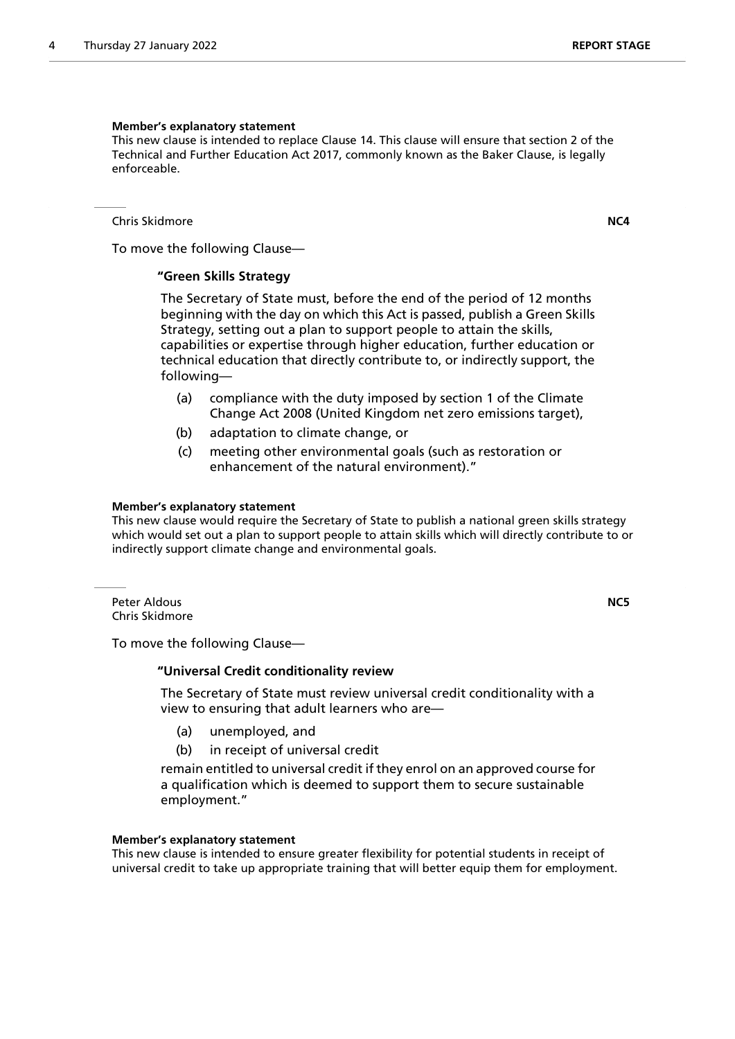**Member's explanatory statement**

This new clause is intended to replace Clause 14. This clause will ensure that section 2 of the Technical and Further Education Act 2017, commonly known as the Baker Clause, is legally enforceable.

---

Chris Skidmore **NC4**

To move the following Clause—

**"Green Skills Strategy**

The Secretary of State must, before the end of the period of 12 months beginning with the day on which this Act is passed, publish a Green Skills Strategy, setting out a plan to support people to attain the skills, capabilities or expertise through higher education, further education or technical education that directly contribute to, or indirectly support, the following—

(a) compliance with the duty imposed by section 1 of the Climate Change Act 2008 (United Kingdom net zero emissions target),

(b) adaptation to climate change, or

(c) meeting other environmental goals (such as restoration or enhancement of the natural environment)."

**Member's explanatory statement**

This new clause would require the Secretary of State to publish a national green skills strategy which would set out a plan to support people to attain skills which will directly contribute to or indirectly support climate change and environmental goals.

---

Peter Aldous **NC5**
Chris Skidmore

To move the following Clause—

**"Universal Credit conditionality review**

The Secretary of State must review universal credit conditionality with a view to ensuring that adult learners who are—

(a) unemployed, and

(b) in receipt of universal credit

remain entitled to universal credit if they enrol on an approved course for a qualification which is deemed to support them to secure sustainable employment."

**Member's explanatory statement**

This new clause is intended to ensure greater flexibility for potential students in receipt of universal credit to take up appropriate training that will better equip them for employment.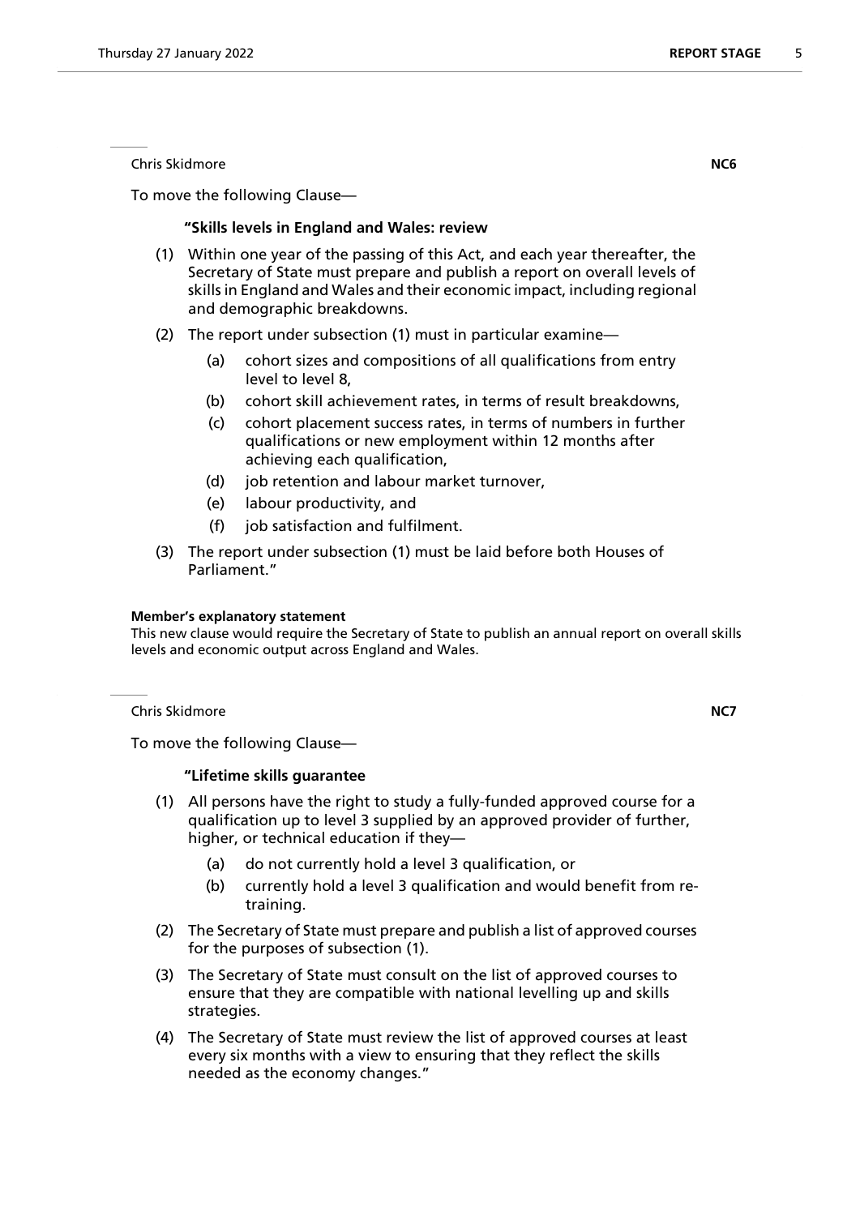Chris Skidmore **NC6**

To move the following Clause—

**"Skills levels in England and Wales: review**

(1) Within one year of the passing of this Act, and each year thereafter, the Secretary of State must prepare and publish a report on overall levels of skills in England and Wales and their economic impact, including regional and demographic breakdowns.

(2) The report under subsection (1) must in particular examine—

(a) cohort sizes and compositions of all qualifications from entry level to level 8,

(b) cohort skill achievement rates, in terms of result breakdowns,

(c) cohort placement success rates, in terms of numbers in further qualifications or new employment within 12 months after achieving each qualification,

(d) job retention and labour market turnover,

(e) labour productivity, and

(f) job satisfaction and fulfilment.

(3) The report under subsection (1) must be laid before both Houses of Parliament."

**Member's explanatory statement**

This new clause would require the Secretary of State to publish an annual report on overall skills levels and economic output across England and Wales.

Chris Skidmore **NC7**

To move the following Clause—

**"Lifetime skills guarantee**

(1) All persons have the right to study a fully-funded approved course for a qualification up to level 3 supplied by an approved provider of further, higher, or technical education if they—

(a) do not currently hold a level 3 qualification, or

(b) currently hold a level 3 qualification and would benefit from re-training.

(2) The Secretary of State must prepare and publish a list of approved courses for the purposes of subsection (1).

(3) The Secretary of State must consult on the list of approved courses to ensure that they are compatible with national levelling up and skills strategies.

(4) The Secretary of State must review the list of approved courses at least every six months with a view to ensuring that they reflect the skills needed as the economy changes."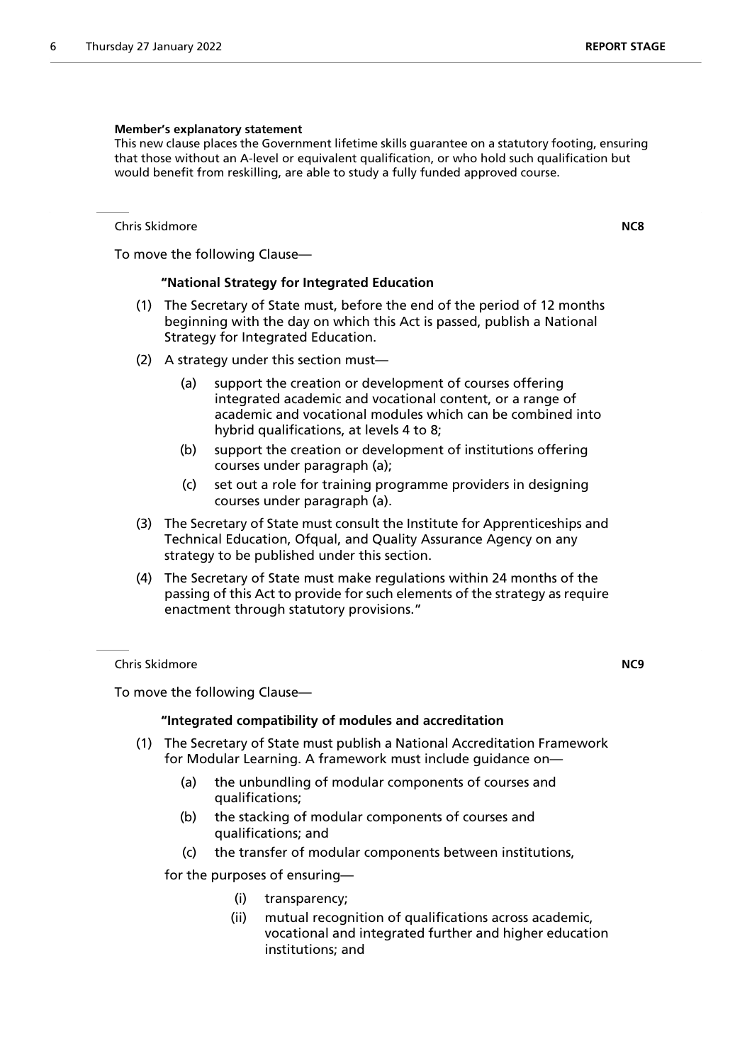**Member's explanatory statement**

This new clause places the Government lifetime skills guarantee on a statutory footing, ensuring that those without an A-level or equivalent qualification, or who hold such qualification but would benefit from reskilling, are able to study a fully funded approved course.

Chris Skidmore **NC8**

To move the following Clause—

**"National Strategy for Integrated Education**

(1) The Secretary of State must, before the end of the period of 12 months beginning with the day on which this Act is passed, publish a National Strategy for Integrated Education.

(2) A strategy under this section must—

 (a) support the creation or development of courses offering integrated academic and vocational content, or a range of academic and vocational modules which can be combined into hybrid qualifications, at levels 4 to 8;

 (b) support the creation or development of institutions offering courses under paragraph (a);

 (c) set out a role for training programme providers in designing courses under paragraph (a).

(3) The Secretary of State must consult the Institute for Apprenticeships and Technical Education, Ofqual, and Quality Assurance Agency on any strategy to be published under this section.

(4) The Secretary of State must make regulations within 24 months of the passing of this Act to provide for such elements of the strategy as require enactment through statutory provisions."

Chris Skidmore **NC9**

To move the following Clause—

**"Integrated compatibility of modules and accreditation**

(1) The Secretary of State must publish a National Accreditation Framework for Modular Learning. A framework must include guidance on—

 (a) the unbundling of modular components of courses and qualifications;

 (b) the stacking of modular components of courses and qualifications; and

 (c) the transfer of modular components between institutions,

for the purposes of ensuring—

 (i) transparency;

 (ii) mutual recognition of qualifications across academic, vocational and integrated further and higher education institutions; and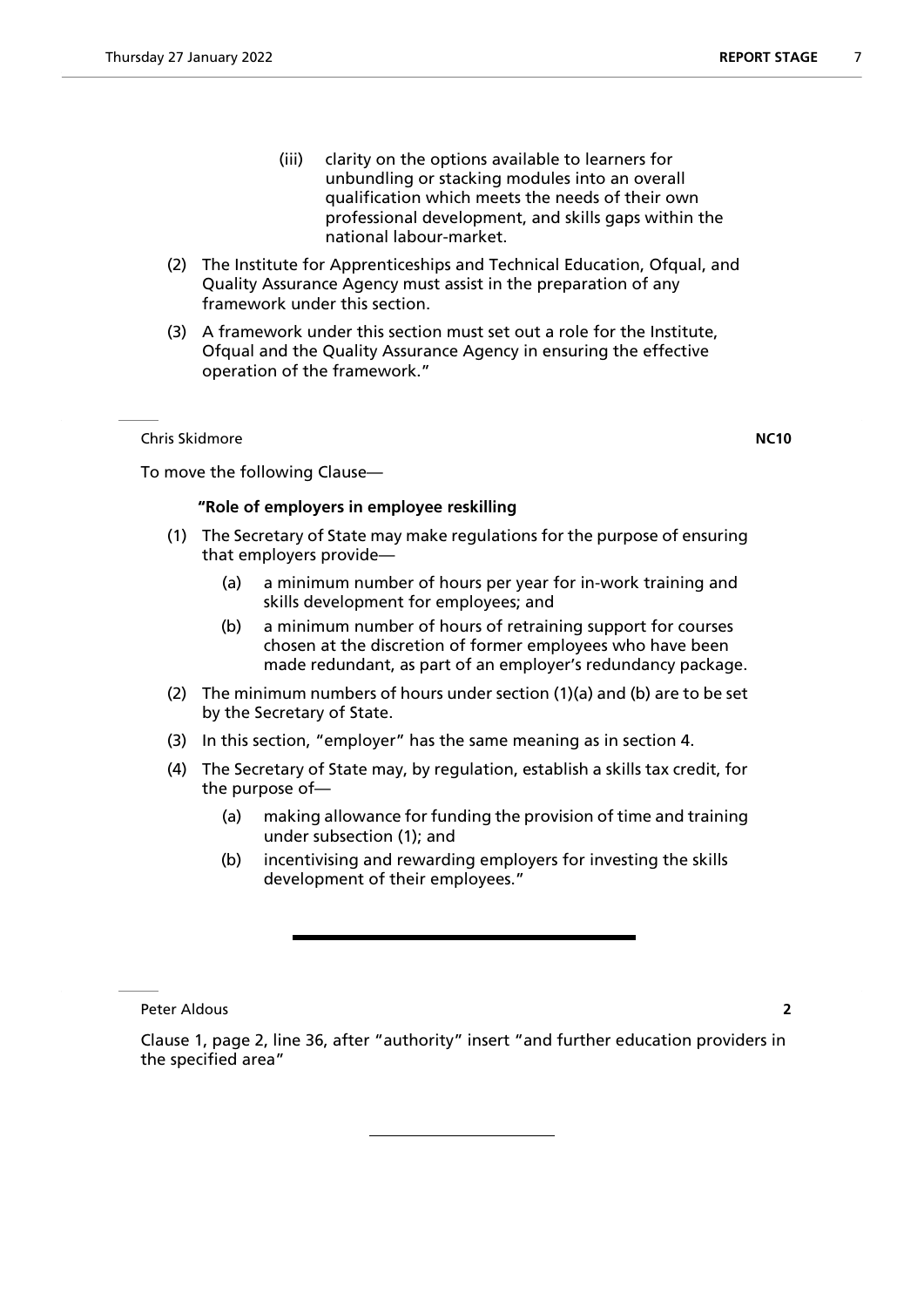(iii) clarity on the options available to learners for unbundling or stacking modules into an overall qualification which meets the needs of their own professional development, and skills gaps within the national labour-market.

(2) The Institute for Apprenticeships and Technical Education, Ofqual, and Quality Assurance Agency must assist in the preparation of any framework under this section.

(3) A framework under this section must set out a role for the Institute, Ofqual and the Quality Assurance Agency in ensuring the effective operation of the framework."

Chris Skidmore **NC10**

To move the following Clause—

**"Role of employers in employee reskilling**

(1) The Secretary of State may make regulations for the purpose of ensuring that employers provide—

(a) a minimum number of hours per year for in-work training and skills development for employees; and

(b) a minimum number of hours of retraining support for courses chosen at the discretion of former employees who have been made redundant, as part of an employer's redundancy package.

(2) The minimum numbers of hours under section (1)(a) and (b) are to be set by the Secretary of State.

(3) In this section, "employer" has the same meaning as in section 4.

(4) The Secretary of State may, by regulation, establish a skills tax credit, for the purpose of—

(a) making allowance for funding the provision of time and training under subsection (1); and

(b) incentivising and rewarding employers for investing the skills development of their employees."

---

Peter Aldous **2**

Clause 1, page 2, line 36, after "authority" insert "and further education providers in the specified area"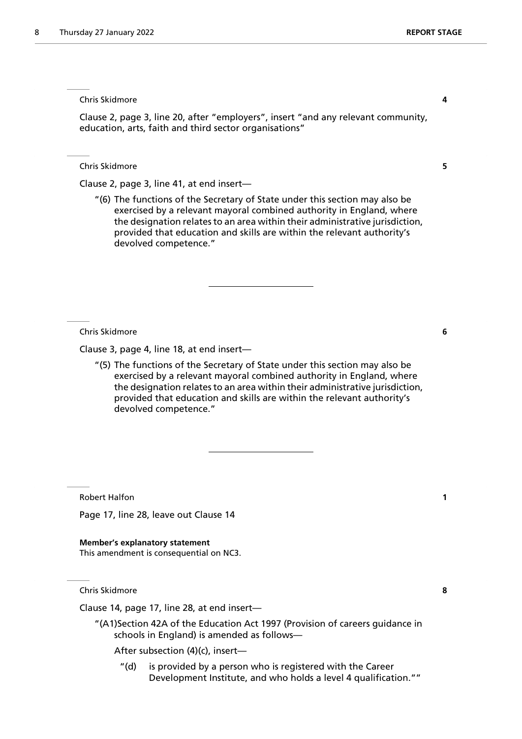Chris Skidmore **4**

Clause 2, page 3, line 20, after "employers", insert "and any relevant community, education, arts, faith and third sector organisations"

Chris Skidmore **5**

Clause 2, page 3, line 41, at end insert—

"(6) The functions of the Secretary of State under this section may also be exercised by a relevant mayoral combined authority in England, where the designation relates to an area within their administrative jurisdiction, provided that education and skills are within the relevant authority's devolved competence."

---

Chris Skidmore **6**

Clause 3, page 4, line 18, at end insert—

"(5) The functions of the Secretary of State under this section may also be exercised by a relevant mayoral combined authority in England, where the designation relates to an area within their administrative jurisdiction, provided that education and skills are within the relevant authority's devolved competence."

---

Robert Halfon **1**

Page 17, line 28, leave out Clause 14

**Member's explanatory statement**
This amendment is consequential on NC3.

Chris Skidmore **8**

Clause 14, page 17, line 28, at end insert—

"(A1)Section 42A of the Education Act 1997 (Provision of careers guidance in schools in England) is amended as follows—

After subsection (4)(c), insert—

"(d) is provided by a person who is registered with the Career Development Institute, and who holds a level 4 qualification.""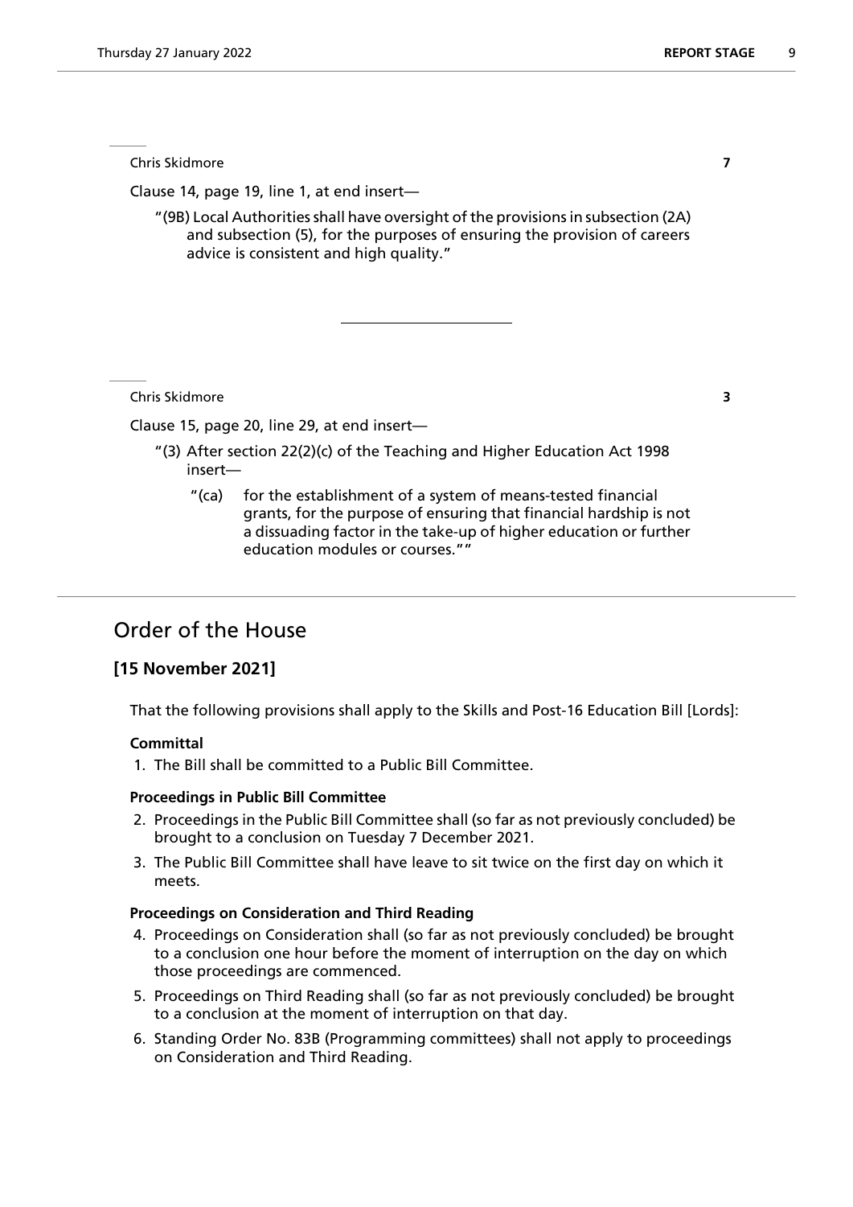Chris Skidmore **7**

Clause 14, page 19, line 1, at end insert—

"(9B) Local Authorities shall have oversight of the provisions in subsection (2A) and subsection (5), for the purposes of ensuring the provision of careers advice is consistent and high quality."

---

Chris Skidmore **3**

Clause 15, page 20, line 29, at end insert—

"(3) After section 22(2)(c) of the Teaching and Higher Education Act 1998 insert—

"(ca) for the establishment of a system of means-tested financial grants, for the purpose of ensuring that financial hardship is not a dissuading factor in the take-up of higher education or further education modules or courses.""

---

# Order of the House

## [15 November 2021]

That the following provisions shall apply to the Skills and Post-16 Education Bill [Lords]:

**Committal**

1. The Bill shall be committed to a Public Bill Committee.

**Proceedings in Public Bill Committee**

2. Proceedings in the Public Bill Committee shall (so far as not previously concluded) be brought to a conclusion on Tuesday 7 December 2021.
3. The Public Bill Committee shall have leave to sit twice on the first day on which it meets.

**Proceedings on Consideration and Third Reading**

4. Proceedings on Consideration shall (so far as not previously concluded) be brought to a conclusion one hour before the moment of interruption on the day on which those proceedings are commenced.
5. Proceedings on Third Reading shall (so far as not previously concluded) be brought to a conclusion at the moment of interruption on that day.
6. Standing Order No. 83B (Programming committees) shall not apply to proceedings on Consideration and Third Reading.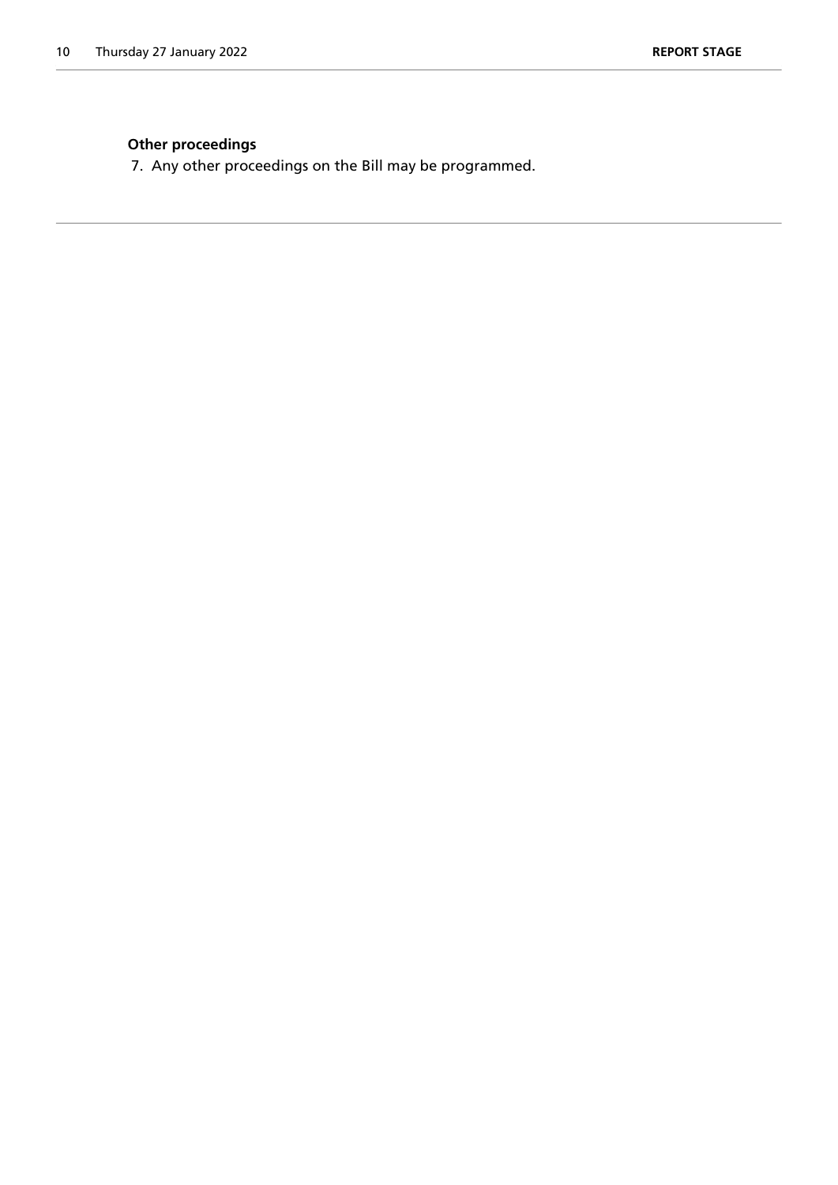**Other proceedings**

7. Any other proceedings on the Bill may be programmed.